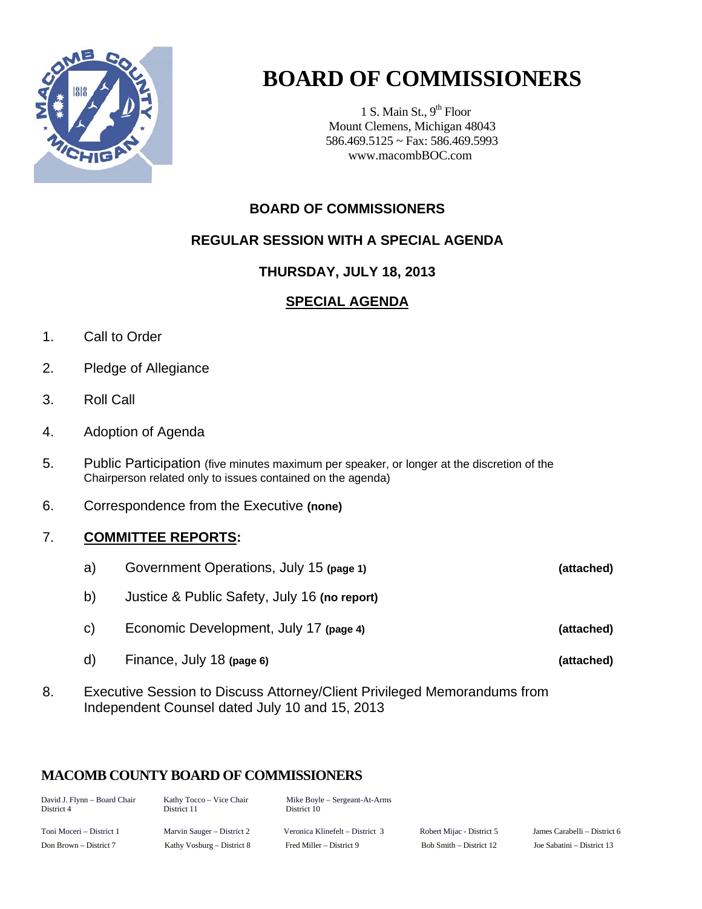# BOARD OF COMMISSIONERS

1 S. Main St., 9th Floor
Mount Clemens, Michigan 48043
586.469.5125 ~ Fax: 586.469.5993
www.macombBOC.com

## BOARD OF COMMISSIONERS

## REGULAR SESSION WITH A SPECIAL AGENDA

## THURSDAY, JULY 18, 2013

## SPECIAL AGENDA

1. Call to Order
2. Pledge of Allegiance
3. Roll Call
4. Adoption of Agenda
5. Public Participation (five minutes maximum per speaker, or longer at the discretion of the Chairperson related only to issues contained on the agenda)
6. Correspondence from the Executive **(none)**
7. **COMMITTEE REPORTS:**
   - a) Government Operations, July 15 **(page 1)** **(attached)**
   - b) Justice & Public Safety, July 16 **(no report)**
   - c) Economic Development, July 17 **(page 4)** **(attached)**
   - d) Finance, July 18 **(page 6)** **(attached)**
8. Executive Session to Discuss Attorney/Client Privileged Memorandums from Independent Counsel dated July 10 and 15, 2013

### MACOMB COUNTY BOARD OF COMMISSIONERS

| | | | | |
|---|---|---|---|---|
| David J. Flynn – Board Chair District 4 | Kathy Tocco – Vice Chair District 11 | Mike Boyle – Sergeant-At-Arms District 10 | | |
| Toni Moceri – District 1 | Marvin Sauger – District 2 | Veronica Klinefelt – District 3 | Robert Mijac - District 5 | James Carabelli – District 6 |
| Don Brown – District 7 | Kathy Vosburg – District 8 | Fred Miller – District 9 | Bob Smith – District 12 | Joe Sabatini – District 13 |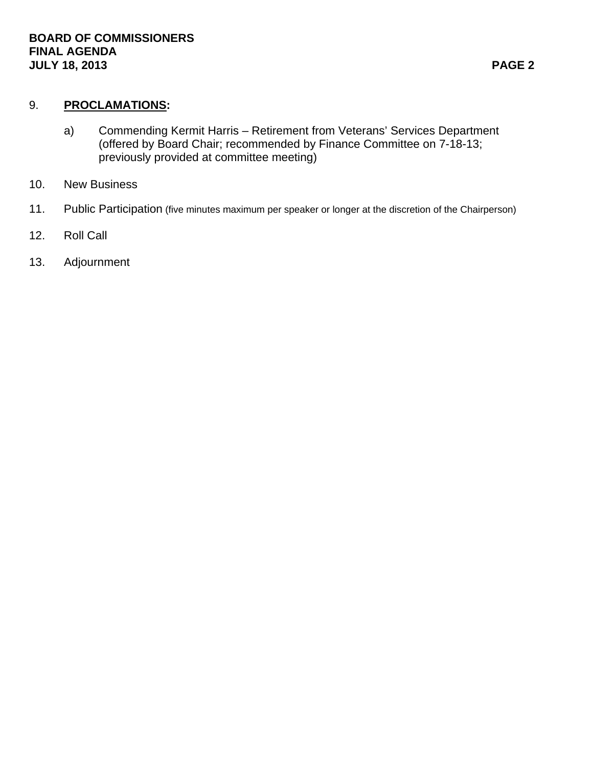9. **PROCLAMATIONS:**

   a) Commending Kermit Harris – Retirement from Veterans' Services Department (offered by Board Chair; recommended by Finance Committee on 7-18-13; previously provided at committee meeting)

10. New Business

11. Public Participation (five minutes maximum per speaker or longer at the discretion of the Chairperson)

12. Roll Call

13. Adjournment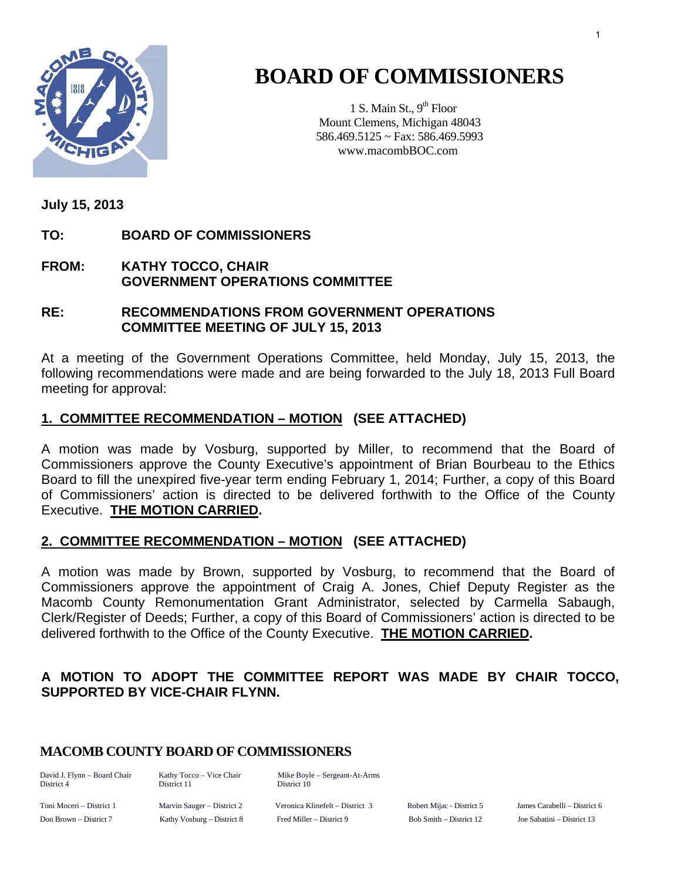# BOARD OF COMMISSIONERS

1 S. Main St., 9th Floor
Mount Clemens, Michigan 48043
586.469.5125 ~ Fax: 586.469.5993
www.macombBOC.com

**July 15, 2013**

**TO: BOARD OF COMMISSIONERS**

**FROM: KATHY TOCCO, CHAIR**
**GOVERNMENT OPERATIONS COMMITTEE**

**RE: RECOMMENDATIONS FROM GOVERNMENT OPERATIONS COMMITTEE MEETING OF JULY 15, 2013**

At a meeting of the Government Operations Committee, held Monday, July 15, 2013, the following recommendations were made and are being forwarded to the July 18, 2013 Full Board meeting for approval:

## 1. COMMITTEE RECOMMENDATION – MOTION (SEE ATTACHED)

A motion was made by Vosburg, supported by Miller, to recommend that the Board of Commissioners approve the County Executive's appointment of Brian Bourbeau to the Ethics Board to fill the unexpired five-year term ending February 1, 2014; Further, a copy of this Board of Commissioners' action is directed to be delivered forthwith to the Office of the County Executive. **THE MOTION CARRIED.**

## 2. COMMITTEE RECOMMENDATION – MOTION (SEE ATTACHED)

A motion was made by Brown, supported by Vosburg, to recommend that the Board of Commissioners approve the appointment of Craig A. Jones, Chief Deputy Register as the Macomb County Remonumentation Grant Administrator, selected by Carmella Sabaugh, Clerk/Register of Deeds; Further, a copy of this Board of Commissioners' action is directed to be delivered forthwith to the Office of the County Executive. **THE MOTION CARRIED.**

**A MOTION TO ADOPT THE COMMITTEE REPORT WAS MADE BY CHAIR TOCCO, SUPPORTED BY VICE-CHAIR FLYNN.**

**MACOMB COUNTY BOARD OF COMMISSIONERS**

David J. Flynn – Board Chair, District 4
Kathy Tocco – Vice Chair, District 11
Mike Boyle – Sergeant-At-Arms, District 10

Toni Moceri – District 1
Marvin Sauger – District 2
Veronica Klinefelt – District 3
Robert Mijac - District 5
James Carabelli – District 6
Don Brown – District 7
Kathy Vosburg – District 8
Fred Miller – District 9
Bob Smith – District 12
Joe Sabatini – District 13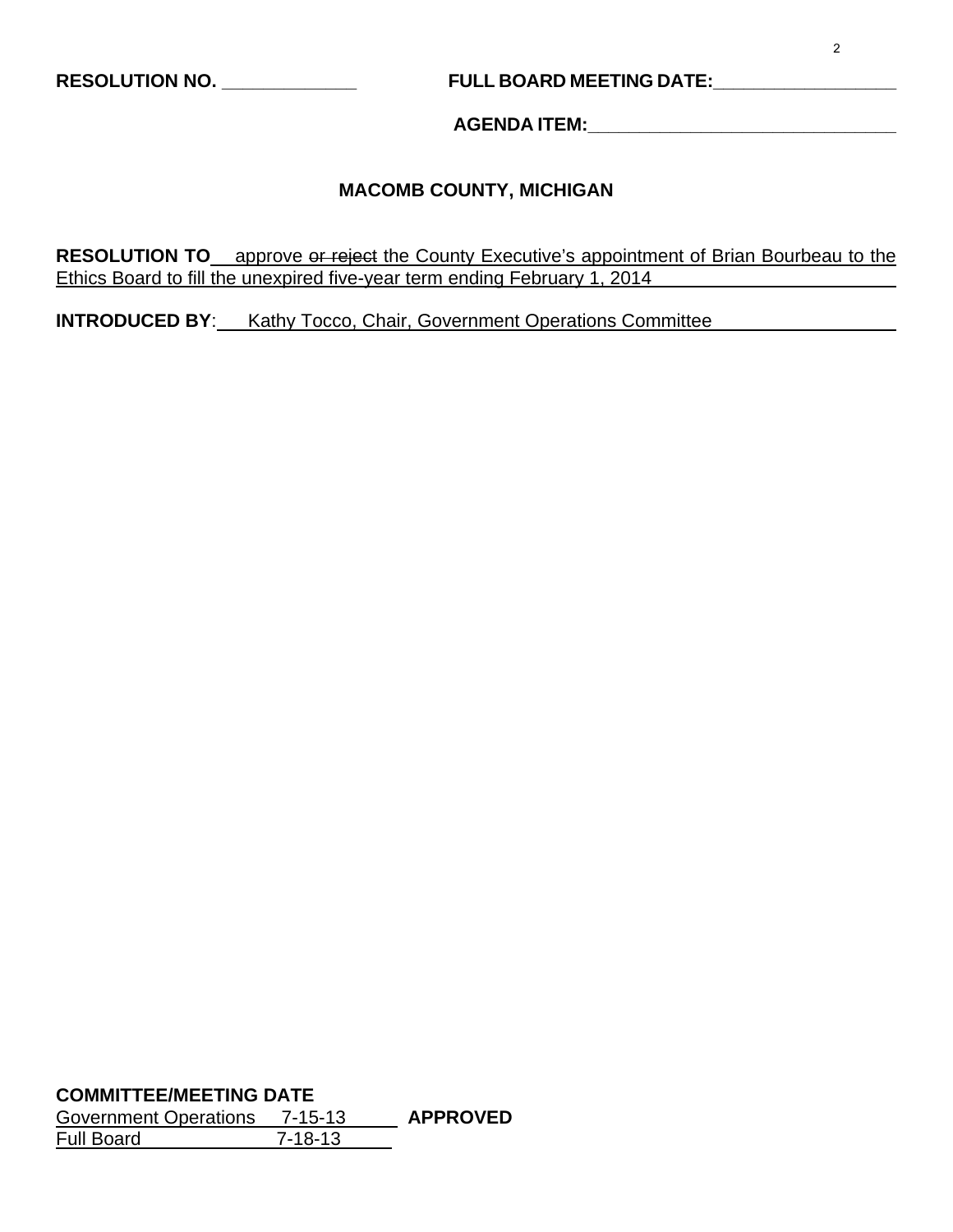**RESOLUTION NO. \_\_\_\_\_\_\_\_\_\_\_\_\_** **FULL BOARD MEETING DATE:\_\_\_\_\_\_\_\_\_\_\_\_\_\_\_\_\_\_**

**AGENDA ITEM:\_\_\_\_\_\_\_\_\_\_\_\_\_\_\_\_\_\_\_\_\_\_\_\_\_\_\_\_\_\_\_**

## MACOMB COUNTY, MICHIGAN

**RESOLUTION TO** approve ~~or reject~~ the County Executive's appointment of Brian Bourbeau to the Ethics Board to fill the unexpired five-year term ending February 1, 2014

**INTRODUCED BY**: Kathy Tocco, Chair, Government Operations Committee

**COMMITTEE/MEETING DATE**

Government Operations 7-15-13 **APPROVED**

Full Board 7-18-13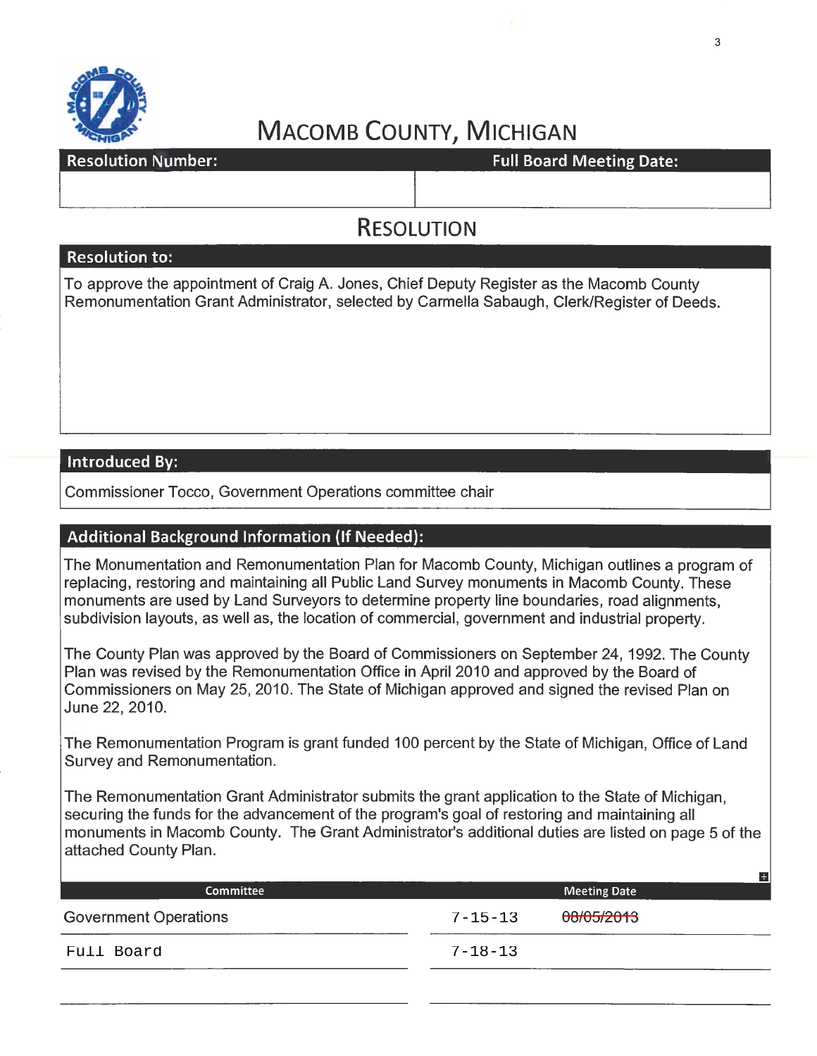# MACOMB COUNTY, MICHIGAN

| Resolution Number: | Full Board Meeting Date: |
|---|---|
| | |

## RESOLUTION

### Resolution to:

To approve the appointment of Craig A. Jones, Chief Deputy Register as the Macomb County Remonumentation Grant Administrator, selected by Carmella Sabaugh, Clerk/Register of Deeds.

### Introduced By:

Commissioner Tocco, Government Operations committee chair

### Additional Background Information (If Needed):

The Monumentation and Remonumentation Plan for Macomb County, Michigan outlines a program of replacing, restoring and maintaining all Public Land Survey monuments in Macomb County. These monuments are used by Land Surveyors to determine property line boundaries, road alignments, subdivision layouts, as well as, the location of commercial, government and industrial property.

The County Plan was approved by the Board of Commissioners on September 24, 1992. The County Plan was revised by the Remonumentation Office in April 2010 and approved by the Board of Commissioners on May 25, 2010. The State of Michigan approved and signed the revised Plan on June 22, 2010.

The Remonumentation Program is grant funded 100 percent by the State of Michigan, Office of Land Survey and Remonumentation.

The Remonumentation Grant Administrator submits the grant application to the State of Michigan, securing the funds for the advancement of the program's goal of restoring and maintaining all monuments in Macomb County. The Grant Administrator's additional duties are listed on page 5 of the attached County Plan.

| Committee | Meeting Date |
|---|---|
| Government Operations | 7-15-13 ~~08/05/2013~~ |
| Full Board | 7-18-13 |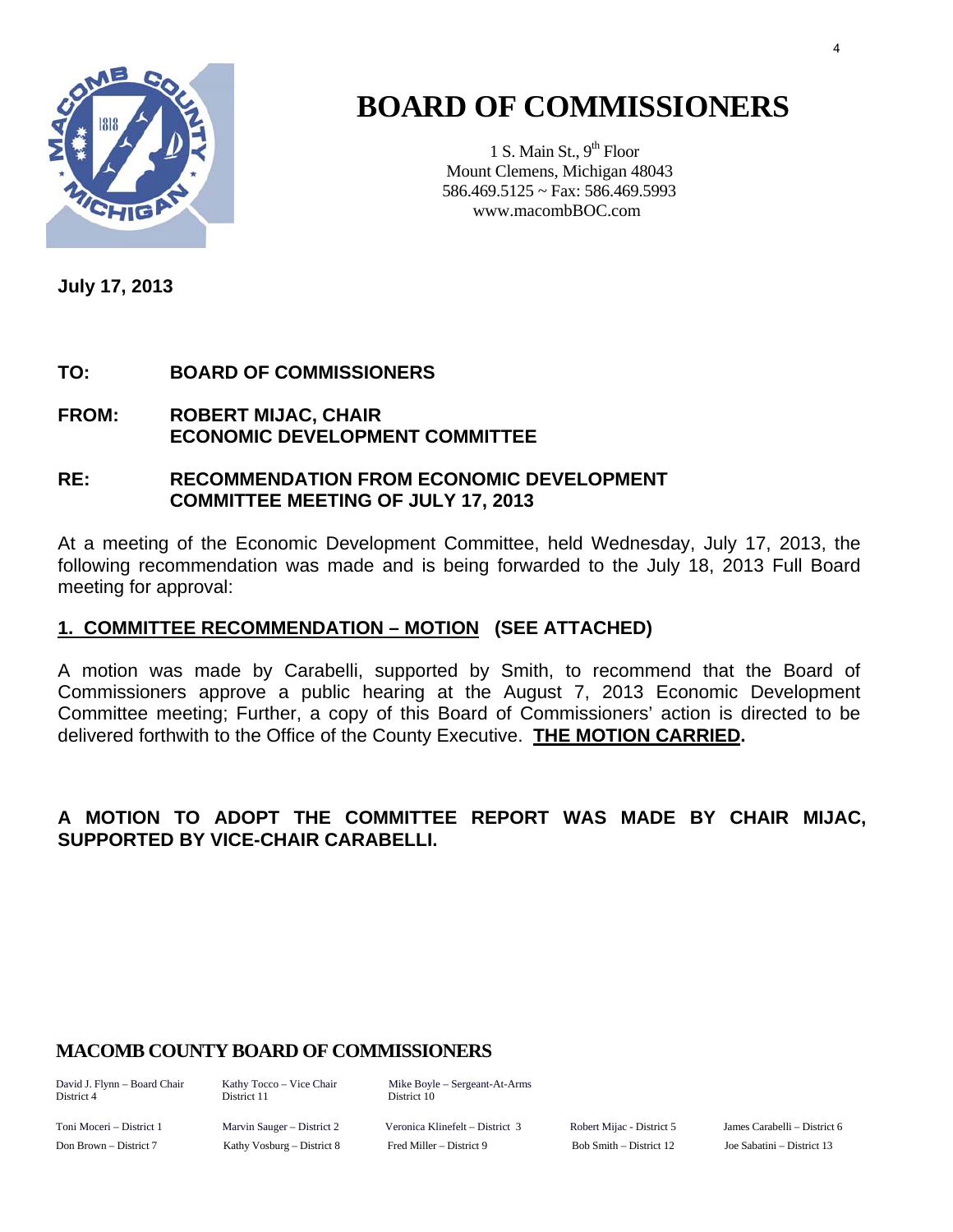# BOARD OF COMMISSIONERS

1 S. Main St., 9th Floor
Mount Clemens, Michigan 48043
586.469.5125 ~ Fax: 586.469.5993
www.macombBOC.com

**July 17, 2013**

**TO: BOARD OF COMMISSIONERS**

**FROM: ROBERT MIJAC, CHAIR
ECONOMIC DEVELOPMENT COMMITTEE**

**RE: RECOMMENDATION FROM ECONOMIC DEVELOPMENT COMMITTEE MEETING OF JULY 17, 2013**

At a meeting of the Economic Development Committee, held Wednesday, July 17, 2013, the following recommendation was made and is being forwarded to the July 18, 2013 Full Board meeting for approval:

**1. COMMITTEE RECOMMENDATION – MOTION (SEE ATTACHED)**

A motion was made by Carabelli, supported by Smith, to recommend that the Board of Commissioners approve a public hearing at the August 7, 2013 Economic Development Committee meeting; Further, a copy of this Board of Commissioners' action is directed to be delivered forthwith to the Office of the County Executive. **THE MOTION CARRIED.**

**A MOTION TO ADOPT THE COMMITTEE REPORT WAS MADE BY CHAIR MIJAC, SUPPORTED BY VICE-CHAIR CARABELLI.**

**MACOMB COUNTY BOARD OF COMMISSIONERS**

David J. Flynn – Board Chair, District 4
Kathy Tocco – Vice Chair, District 11
Mike Boyle – Sergeant-At-Arms, District 10

Toni Moceri – District 1
Marvin Sauger – District 2
Veronica Klinefelt – District 3
Robert Mijac - District 5
James Carabelli – District 6
Don Brown – District 7
Kathy Vosburg – District 8
Fred Miller – District 9
Bob Smith – District 12
Joe Sabatini – District 13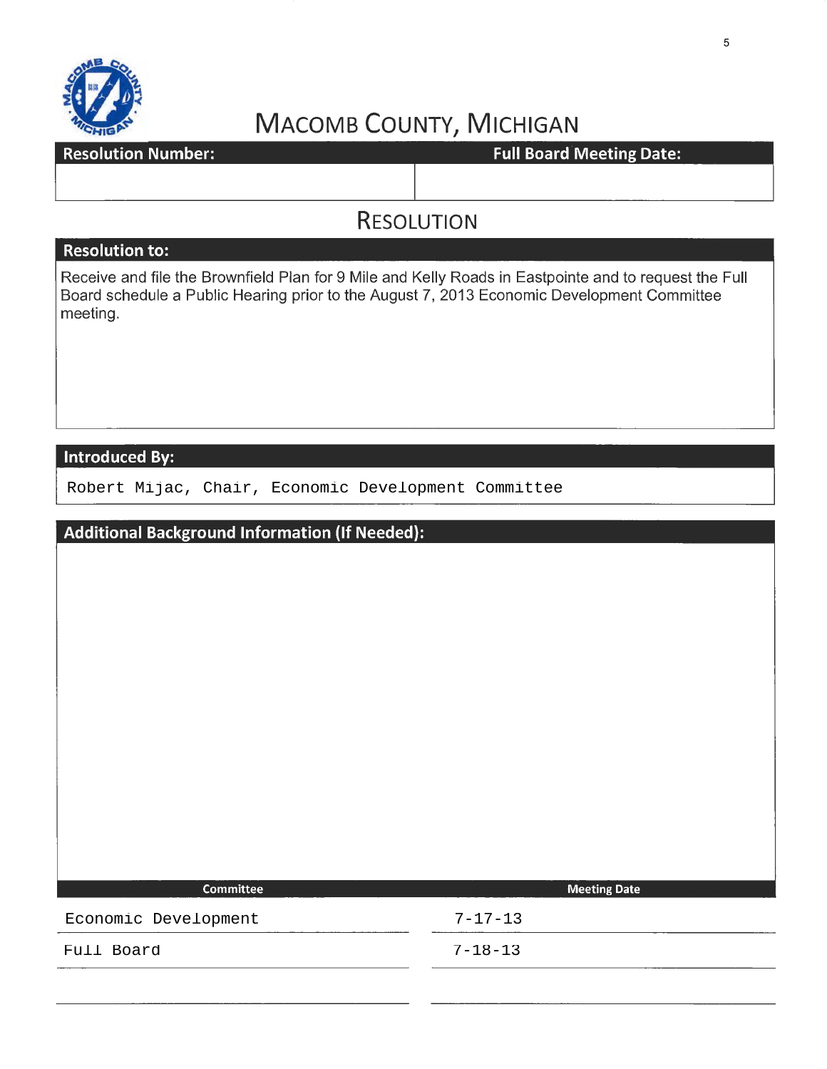# MACOMB COUNTY, MICHIGAN

| Resolution Number: | Full Board Meeting Date: |
|---|---|
| | |

## RESOLUTION

**Resolution to:**

Receive and file the Brownfield Plan for 9 Mile and Kelly Roads in Eastpointe and to request the Full Board schedule a Public Hearing prior to the August 7, 2013 Economic Development Committee meeting.

**Introduced By:**

Robert Mijac, Chair, Economic Development Committee

**Additional Background Information (If Needed):**

| Committee | Meeting Date |
|---|---|
| Economic Development | 7-17-13 |
| Full Board | 7-18-13 |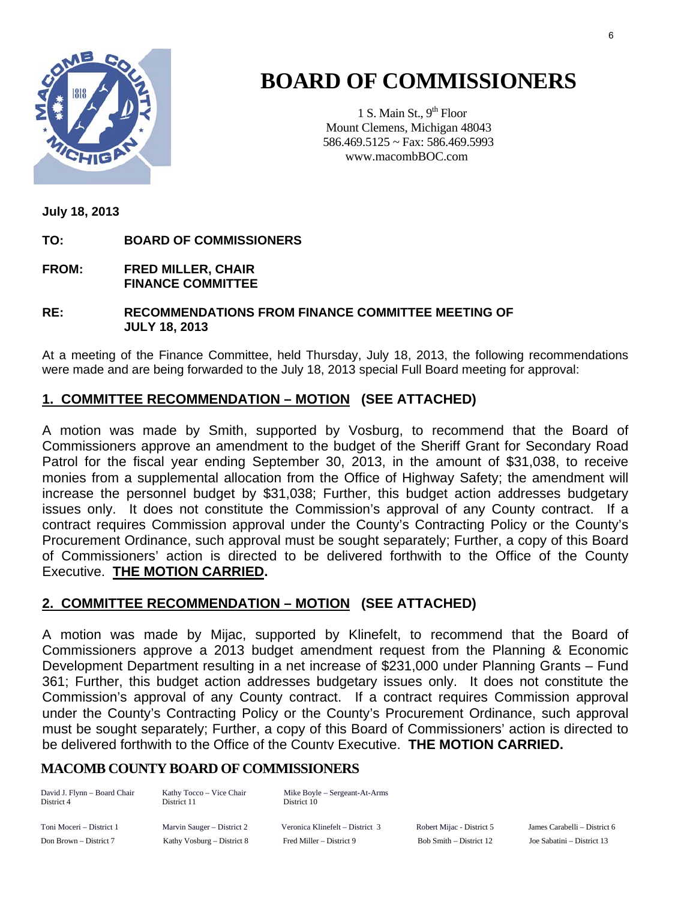# BOARD OF COMMISSIONERS

1 S. Main St., 9th Floor
Mount Clemens, Michigan 48043
586.469.5125 ~ Fax: 586.469.5993
www.macombBOC.com

**July 18, 2013**

**TO:** **BOARD OF COMMISSIONERS**

**FROM:** **FRED MILLER, CHAIR**
**FINANCE COMMITTEE**

**RE:** **RECOMMENDATIONS FROM FINANCE COMMITTEE MEETING OF JULY 18, 2013**

At a meeting of the Finance Committee, held Thursday, July 18, 2013, the following recommendations were made and are being forwarded to the July 18, 2013 special Full Board meeting for approval:

## **1. COMMITTEE RECOMMENDATION – MOTION (SEE ATTACHED)**

A motion was made by Smith, supported by Vosburg, to recommend that the Board of Commissioners approve an amendment to the budget of the Sheriff Grant for Secondary Road Patrol for the fiscal year ending September 30, 2013, in the amount of $31,038, to receive monies from a supplemental allocation from the Office of Highway Safety; the amendment will increase the personnel budget by $31,038; Further, this budget action addresses budgetary issues only. It does not constitute the Commission's approval of any County contract. If a contract requires Commission approval under the County's Contracting Policy or the County's Procurement Ordinance, such approval must be sought separately; Further, a copy of this Board of Commissioners' action is directed to be delivered forthwith to the Office of the County Executive. **THE MOTION CARRIED.**

## **2. COMMITTEE RECOMMENDATION – MOTION (SEE ATTACHED)**

A motion was made by Mijac, supported by Klinefelt, to recommend that the Board of Commissioners approve a 2013 budget amendment request from the Planning & Economic Development Department resulting in a net increase of $231,000 under Planning Grants – Fund 361; Further, this budget action addresses budgetary issues only. It does not constitute the Commission's approval of any County contract. If a contract requires Commission approval under the County's Contracting Policy or the County's Procurement Ordinance, such approval must be sought separately; Further, a copy of this Board of Commissioners' action is directed to be delivered forthwith to the Office of the County Executive. **THE MOTION CARRIED.**

**MACOMB COUNTY BOARD OF COMMISSIONERS**

| | | | | |
|---|---|---|---|---|
| David J. Flynn – Board Chair District 4 | Kathy Tocco – Vice Chair District 11 | Mike Boyle – Sergeant-At-Arms District 10 | | |
| Toni Moceri – District 1 | Marvin Sauger – District 2 | Veronica Klinefelt – District 3 | Robert Mijac - District 5 | James Carabelli – District 6 |
| Don Brown – District 7 | Kathy Vosburg – District 8 | Fred Miller – District 9 | Bob Smith – District 12 | Joe Sabatini – District 13 |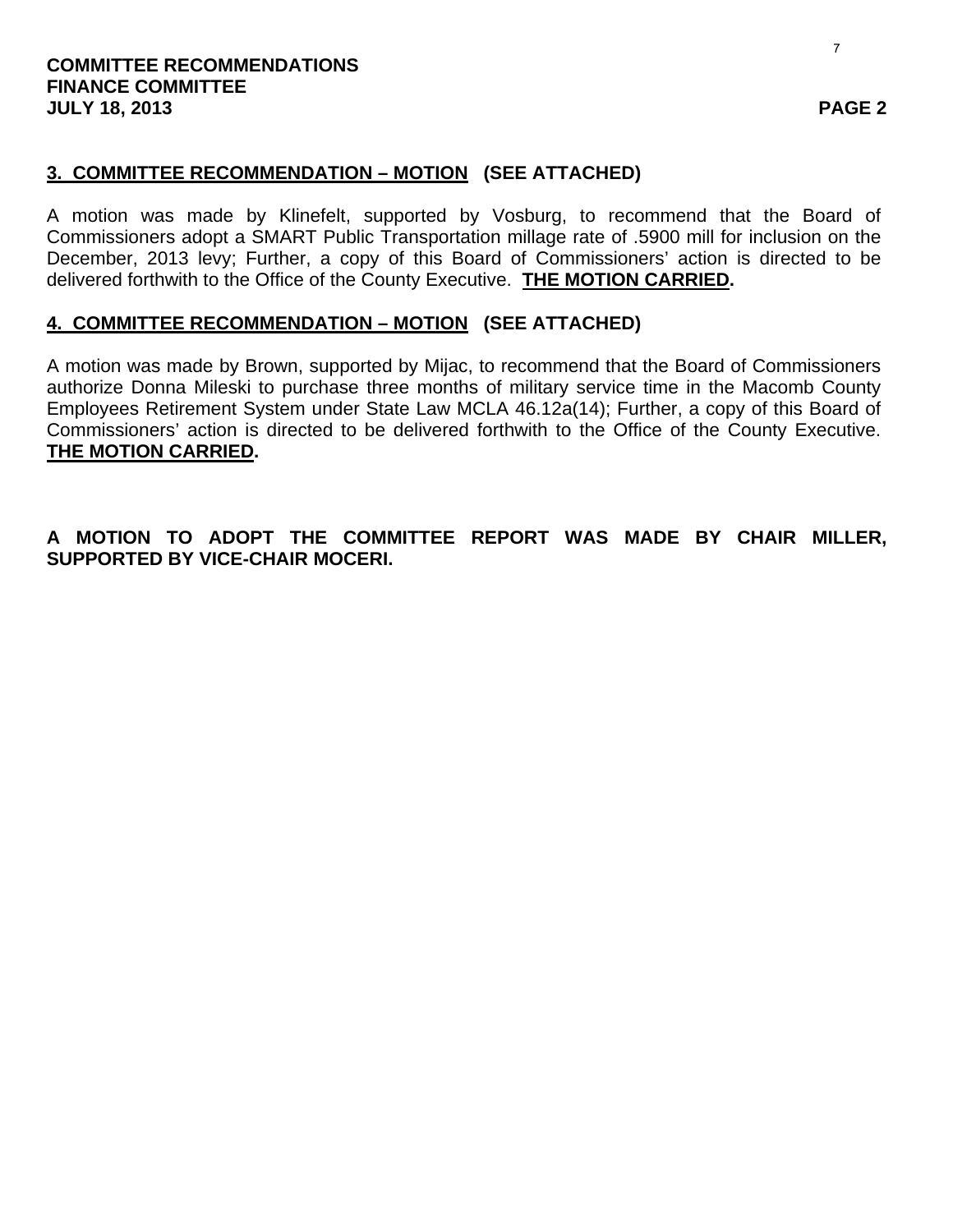**COMMITTEE RECOMMENDATIONS**
**FINANCE COMMITTEE**
**JULY 18, 2013**

## 3. COMMITTEE RECOMMENDATION – MOTION (SEE ATTACHED)

A motion was made by Klinefelt, supported by Vosburg, to recommend that the Board of Commissioners adopt a SMART Public Transportation millage rate of .5900 mill for inclusion on the December, 2013 levy; Further, a copy of this Board of Commissioners' action is directed to be delivered forthwith to the Office of the County Executive. **THE MOTION CARRIED.**

## 4. COMMITTEE RECOMMENDATION – MOTION (SEE ATTACHED)

A motion was made by Brown, supported by Mijac, to recommend that the Board of Commissioners authorize Donna Mileski to purchase three months of military service time in the Macomb County Employees Retirement System under State Law MCLA 46.12a(14); Further, a copy of this Board of Commissioners' action is directed to be delivered forthwith to the Office of the County Executive. **THE MOTION CARRIED.**

**A MOTION TO ADOPT THE COMMITTEE REPORT WAS MADE BY CHAIR MILLER, SUPPORTED BY VICE-CHAIR MOCERI.**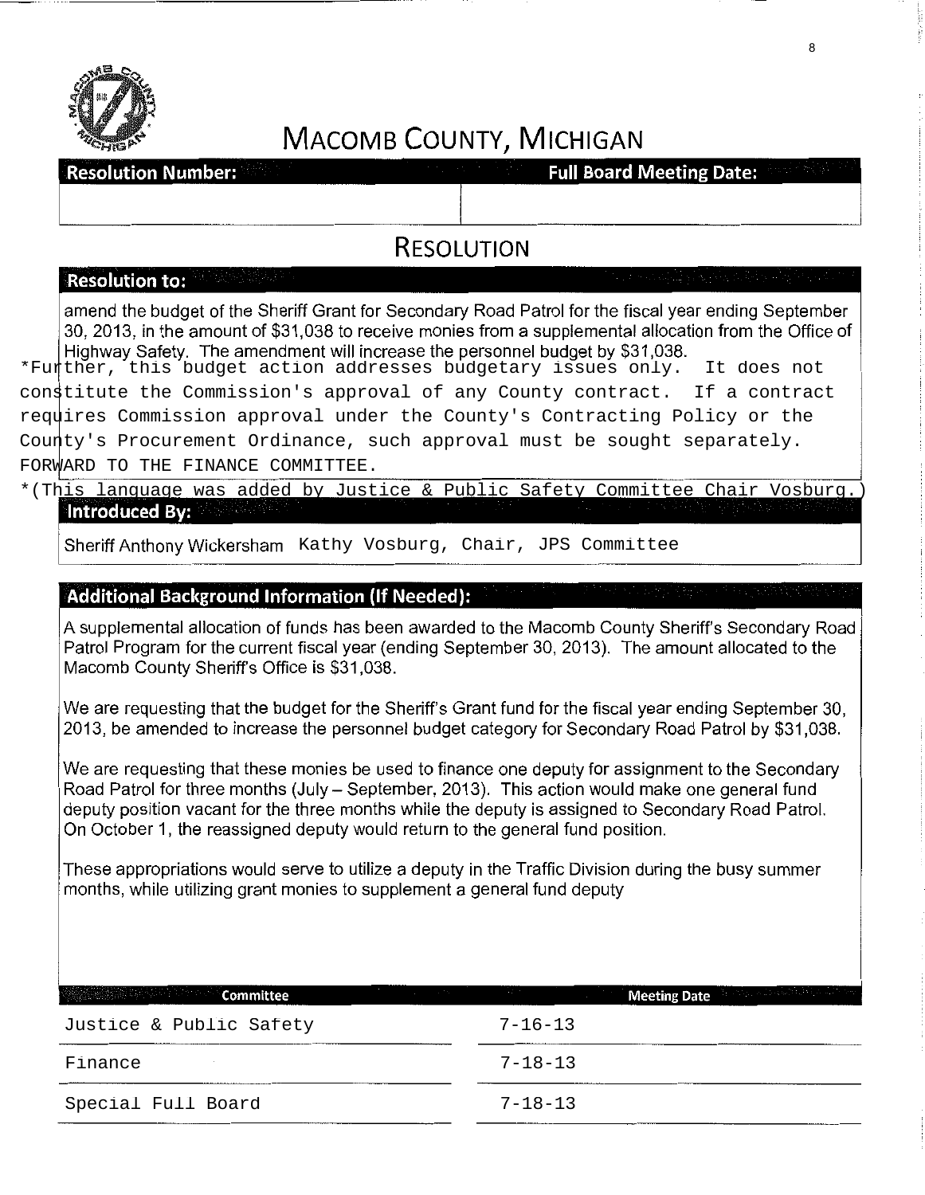# MACOMB COUNTY, MICHIGAN

| Resolution Number: | Full Board Meeting Date: |
|---|---|
| | |

## RESOLUTION

**Resolution to:**

amend the budget of the Sheriff Grant for Secondary Road Patrol for the fiscal year ending September 30, 2013, in the amount of $31,038 to receive monies from a supplemental allocation from the Office of Highway Safety. The amendment will increase the personnel budget by $31,038.

*Further, this budget action addresses budgetary issues only. It does not constitute the Commission's approval of any County contract. If a contract requires Commission approval under the County's Contracting Policy or the County's Procurement Ordinance, such approval must be sought separately.

FORWARD TO THE FINANCE COMMITTEE.

*(This language was added by Justice & Public Safety Committee Chair Vosburg.)

**Introduced By:**

Sheriff Anthony Wickersham Kathy Vosburg, Chair, JPS Committee

**Additional Background Information (If Needed):**

A supplemental allocation of funds has been awarded to the Macomb County Sheriff's Secondary Road Patrol Program for the current fiscal year (ending September 30, 2013). The amount allocated to the Macomb County Sheriff's Office is $31,038.

We are requesting that the budget for the Sheriff's Grant fund for the fiscal year ending September 30, 2013, be amended to increase the personnel budget category for Secondary Road Patrol by $31,038.

We are requesting that these monies be used to finance one deputy for assignment to the Secondary Road Patrol for three months (July – September, 2013). This action would make one general fund deputy position vacant for the three months while the deputy is assigned to Secondary Road Patrol. On October 1, the reassigned deputy would return to the general fund position.

These appropriations would serve to utilize a deputy in the Traffic Division during the busy summer months, while utilizing grant monies to supplement a general fund deputy

| Committee | Meeting Date |
|---|---|
| Justice & Public Safety | 7-16-13 |
| Finance | 7-18-13 |
| Special Full Board | 7-18-13 |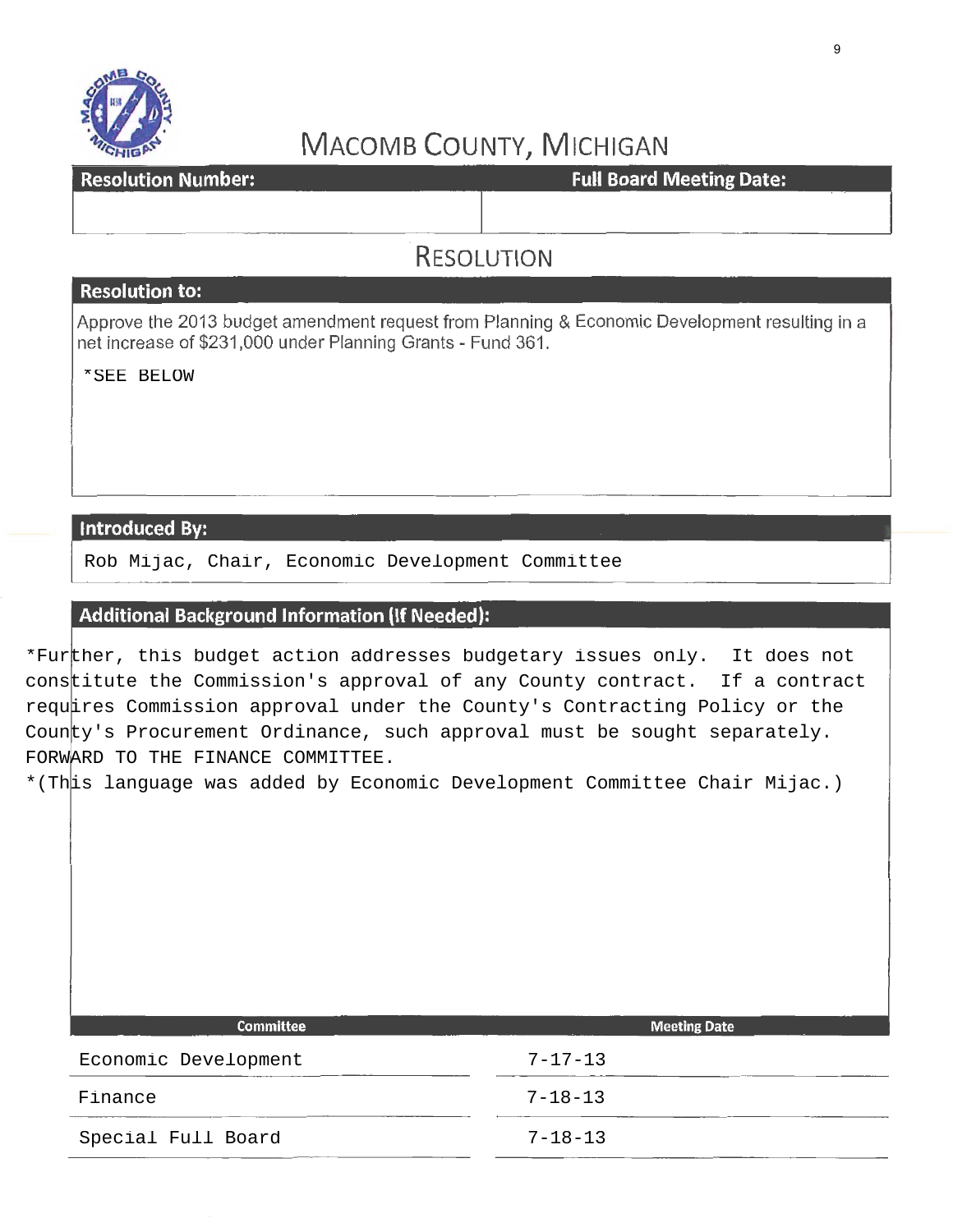# MACOMB COUNTY, MICHIGAN

| Resolution Number: | Full Board Meeting Date: |
|---|---|
| | |

## RESOLUTION

**Resolution to:**

Approve the 2013 budget amendment request from Planning & Economic Development resulting in a net increase of $231,000 under Planning Grants - Fund 361.

*SEE BELOW

**Introduced By:**

Rob Mijac, Chair, Economic Development Committee

**Additional Background Information (If Needed):**

*Further, this budget action addresses budgetary issues only. It does not constitute the Commission's approval of any County contract. If a contract requires Commission approval under the County's Contracting Policy or the County's Procurement Ordinance, such approval must be sought separately. FORWARD TO THE FINANCE COMMITTEE.

*(This language was added by Economic Development Committee Chair Mijac.)

| Committee | Meeting Date |
|---|---|
| Economic Development | 7-17-13 |
| Finance | 7-18-13 |
| Special Full Board | 7-18-13 |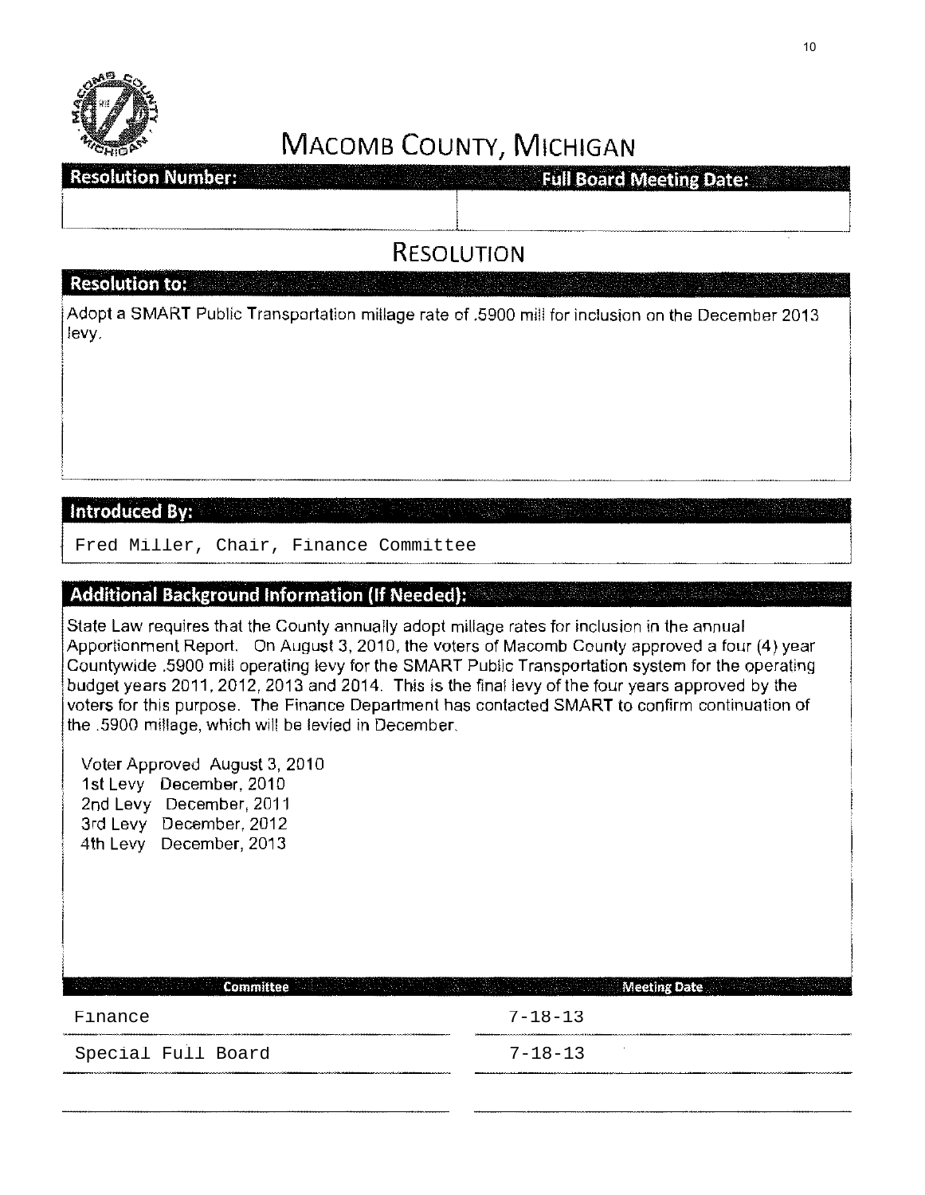# MACOMB COUNTY, MICHIGAN

| Resolution Number: | Full Board Meeting Date: |
| --- | --- |
| | |

## RESOLUTION

### Resolution to:

Adopt a SMART Public Transportation millage rate of .5900 mill for inclusion on the December 2013 levy.

### Introduced By:

Fred Miller, Chair, Finance Committee

### Additional Background Information (If Needed):

State Law requires that the County annually adopt millage rates for inclusion in the annual Apportionment Report. On August 3, 2010, the voters of Macomb County approved a four (4) year Countywide .5900 mill operating levy for the SMART Public Transportation system for the operating budget years 2011, 2012, 2013 and 2014. This is the final levy of the four years approved by the voters for this purpose. The Finance Department has contacted SMART to confirm continuation of the .5900 millage, which will be levied in December.

Voter Approved August 3, 2010
1st Levy December, 2010
2nd Levy December, 2011
3rd Levy December, 2012
4th Levy December, 2013

| Committee | Meeting Date |
| --- | --- |
| Finance | 7-18-13 |
| Special Full Board | 7-18-13 |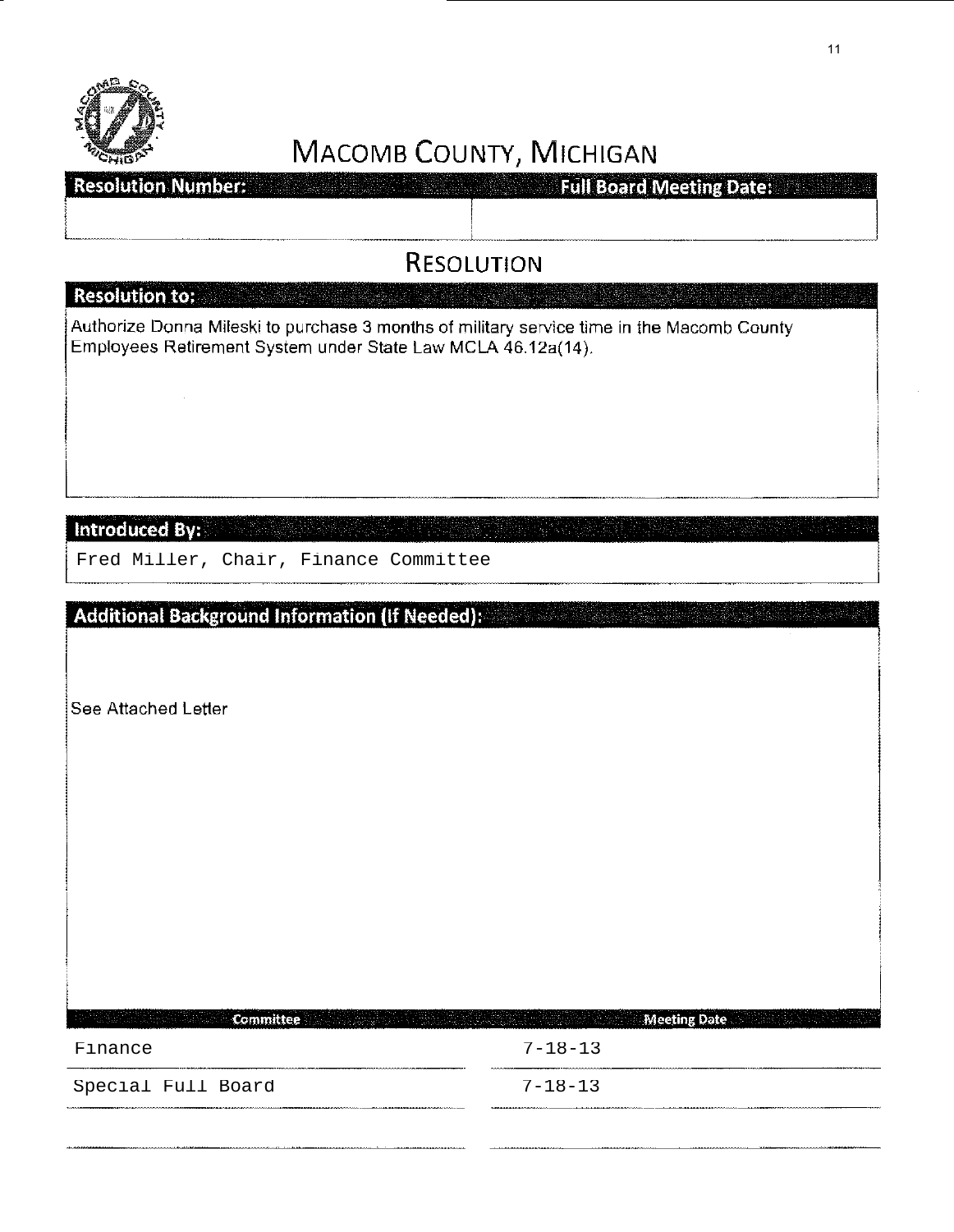# MACOMB COUNTY, MICHIGAN

| Resolution Number: | Full Board Meeting Date: |
| --- | --- |
| | |

## RESOLUTION

**Resolution to:**

Authorize Donna Mileski to purchase 3 months of military service time in the Macomb County Employees Retirement System under State Law MCLA 46.12a(14).

**Introduced By:**

Fred Miller, Chair, Finance Committee

**Additional Background Information (If Needed):**

See Attached Letter

| Committee | Meeting Date |
| --- | --- |
| Finance | 7-18-13 |
| Special Full Board | 7-18-13 |